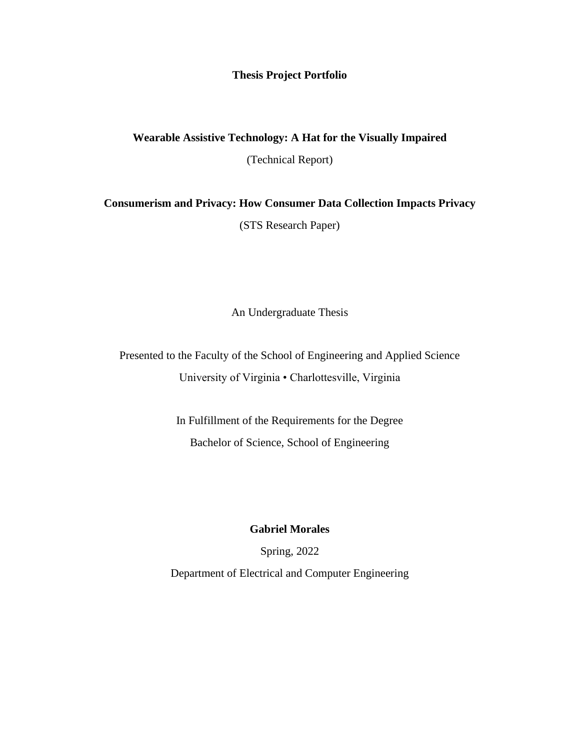# Thesis Project Portfolio

**Wearable Assistive Technology: A Hat for the Visually Impaired**

(Technical Report)

**Consumerism and Privacy: How Consumer Data Collection Impacts Privacy**

(STS Research Paper)

An Undergraduate Thesis

Presented to the Faculty of the School of Engineering and Applied Science

University of Virginia • Charlottesville, Virginia

In Fulfillment of the Requirements for the Degree

Bachelor of Science, School of Engineering

**Gabriel Morales**

Spring, 2022

Department of Electrical and Computer Engineering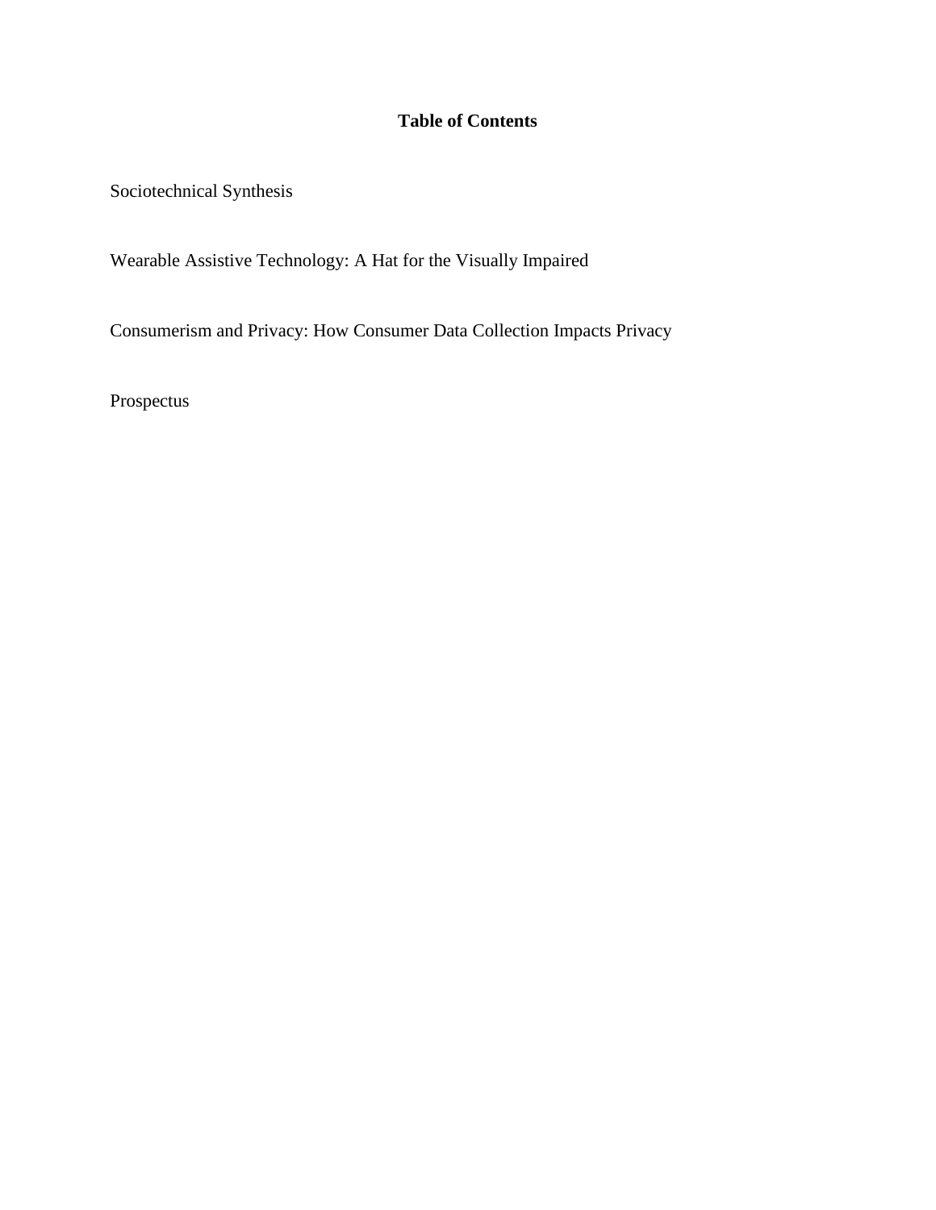**Table of Contents**

Sociotechnical Synthesis

Wearable Assistive Technology: A Hat for the Visually Impaired

Consumerism and Privacy: How Consumer Data Collection Impacts Privacy

Prospectus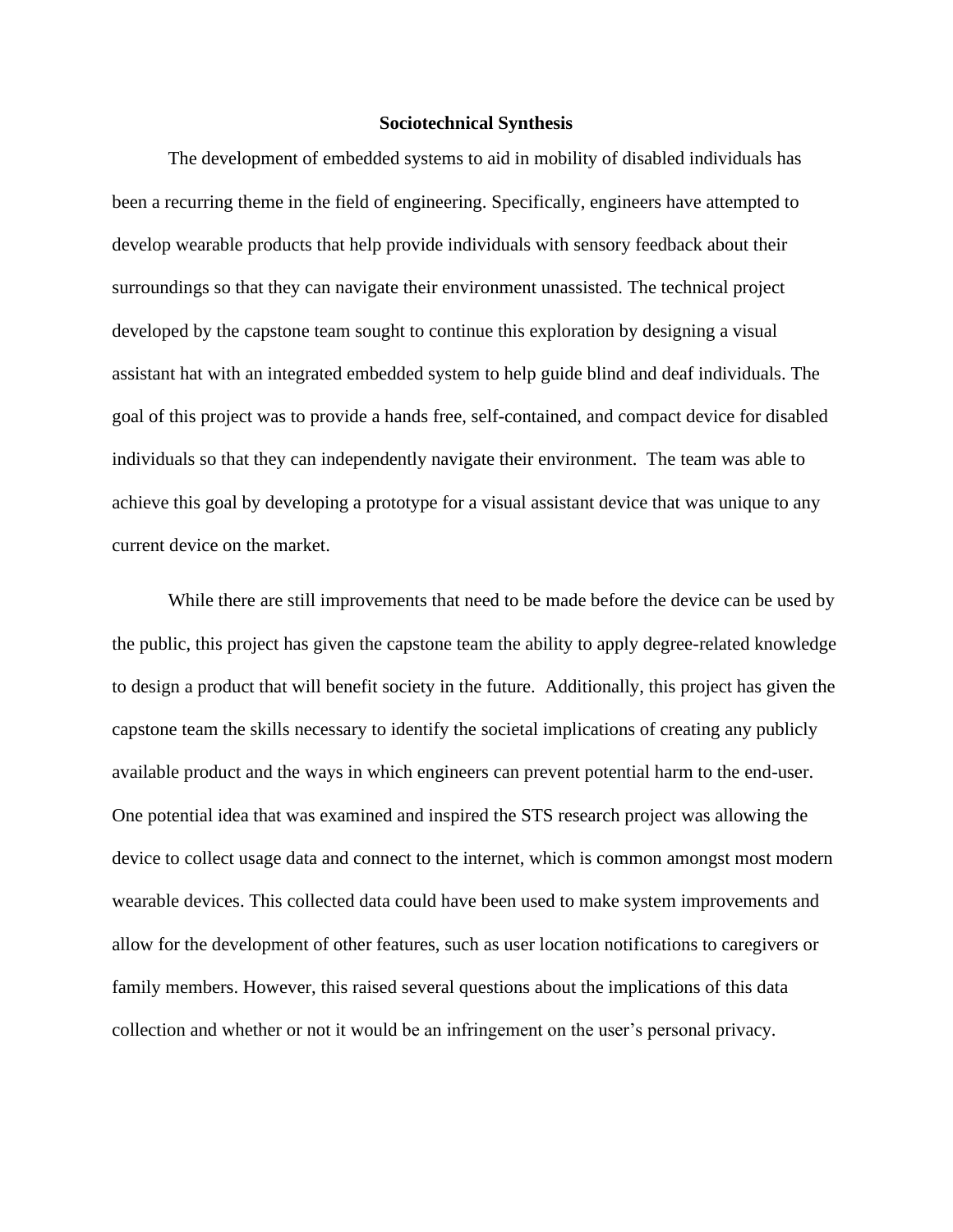**Sociotechnical Synthesis**

The development of embedded systems to aid in mobility of disabled individuals has been a recurring theme in the field of engineering. Specifically, engineers have attempted to develop wearable products that help provide individuals with sensory feedback about their surroundings so that they can navigate their environment unassisted. The technical project developed by the capstone team sought to continue this exploration by designing a visual assistant hat with an integrated embedded system to help guide blind and deaf individuals. The goal of this project was to provide a hands free, self-contained, and compact device for disabled individuals so that they can independently navigate their environment. The team was able to achieve this goal by developing a prototype for a visual assistant device that was unique to any current device on the market.

While there are still improvements that need to be made before the device can be used by the public, this project has given the capstone team the ability to apply degree-related knowledge to design a product that will benefit society in the future. Additionally, this project has given the capstone team the skills necessary to identify the societal implications of creating any publicly available product and the ways in which engineers can prevent potential harm to the end-user. One potential idea that was examined and inspired the STS research project was allowing the device to collect usage data and connect to the internet, which is common amongst most modern wearable devices. This collected data could have been used to make system improvements and allow for the development of other features, such as user location notifications to caregivers or family members. However, this raised several questions about the implications of this data collection and whether or not it would be an infringement on the user's personal privacy.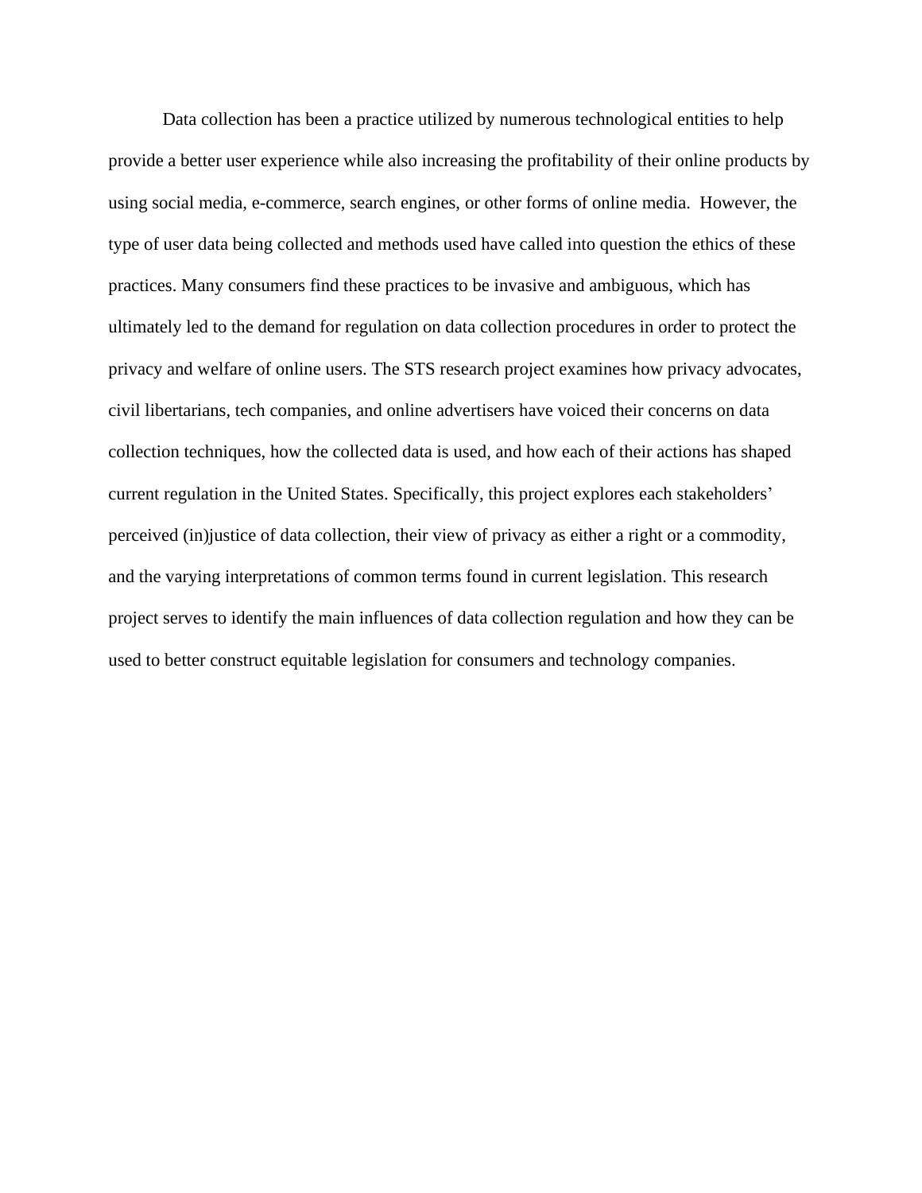Data collection has been a practice utilized by numerous technological entities to help provide a better user experience while also increasing the profitability of their online products by using social media, e-commerce, search engines, or other forms of online media.  However, the type of user data being collected and methods used have called into question the ethics of these practices. Many consumers find these practices to be invasive and ambiguous, which has ultimately led to the demand for regulation on data collection procedures in order to protect the privacy and welfare of online users. The STS research project examines how privacy advocates, civil libertarians, tech companies, and online advertisers have voiced their concerns on data collection techniques, how the collected data is used, and how each of their actions has shaped current regulation in the United States. Specifically, this project explores each stakeholders' perceived (in)justice of data collection, their view of privacy as either a right or a commodity, and the varying interpretations of common terms found in current legislation. This research project serves to identify the main influences of data collection regulation and how they can be used to better construct equitable legislation for consumers and technology companies.